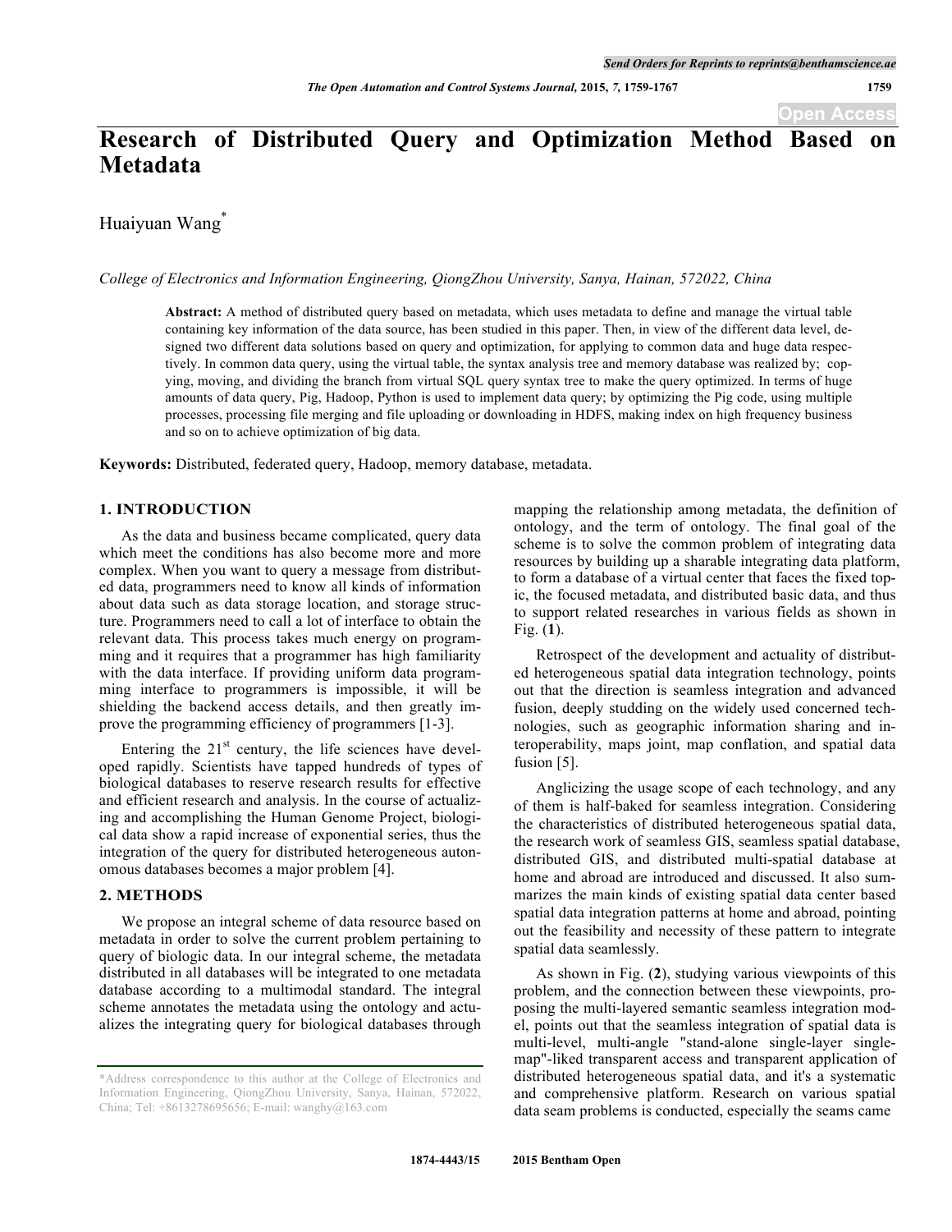# Research of Distributed Query and Optimization Method Based on Metadata

Huaiyuan Wang*

*College of Electronics and Information Engineering, QiongZhou University, Sanya, Hainan, 572022, China*

**Abstract:** A method of distributed query based on metadata, which uses metadata to define and manage the virtual table containing key information of the data source, has been studied in this paper. Then, in view of the different data level, designed two different data solutions based on query and optimization, for applying to common data and huge data respectively. In common data query, using the virtual table, the syntax analysis tree and memory database was realized by; copying, moving, and dividing the branch from virtual SQL query syntax tree to make the query optimized. In terms of huge amounts of data query, Pig, Hadoop, Python is used to implement data query; by optimizing the Pig code, using multiple processes, processing file merging and file uploading or downloading in HDFS, making index on high frequency business and so on to achieve optimization of big data.

**Keywords:** Distributed, federated query, Hadoop, memory database, metadata.

## 1. INTRODUCTION

As the data and business became complicated, query data which meet the conditions has also become more and more complex. When you want to query a message from distributed data, programmers need to know all kinds of information about data such as data storage location, and storage structure. Programmers need to call a lot of interface to obtain the relevant data. This process takes much energy on programming and it requires that a programmer has high familiarity with the data interface. If providing uniform data programming interface to programmers is impossible, it will be shielding the backend access details, and then greatly improve the programming efficiency of programmers [1-3].

Entering the 21st century, the life sciences have developed rapidly. Scientists have tapped hundreds of types of biological databases to reserve research results for effective and efficient research and analysis. In the course of actualizing and accomplishing the Human Genome Project, biological data show a rapid increase of exponential series, thus the integration of the query for distributed heterogeneous autonomous databases becomes a major problem [4].

## 2. METHODS

We propose an integral scheme of data resource based on metadata in order to solve the current problem pertaining to query of biologic data. In our integral scheme, the metadata distributed in all databases will be integrated to one metadata database according to a multimodal standard. The integral scheme annotates the metadata using the ontology and actualizes the integrating query for biological databases through mapping the relationship among metadata, the definition of ontology, and the term of ontology. The final goal of the scheme is to solve the common problem of integrating data resources by building up a sharable integrating data platform, to form a database of a virtual center that faces the fixed topic, the focused metadata, and distributed basic data, and thus to support related researches in various fields as shown in Fig. (**1**).

Retrospect of the development and actuality of distributed heterogeneous spatial data integration technology, points out that the direction is seamless integration and advanced fusion, deeply studding on the widely used concerned technologies, such as geographic information sharing and interoperability, maps joint, map conflation, and spatial data fusion [5].

Anglicizing the usage scope of each technology, and any of them is half-baked for seamless integration. Considering the characteristics of distributed heterogeneous spatial data, the research work of seamless GIS, seamless spatial database, distributed GIS, and distributed multi-spatial database at home and abroad are introduced and discussed. It also summarizes the main kinds of existing spatial data center based spatial data integration patterns at home and abroad, pointing out the feasibility and necessity of these pattern to integrate spatial data seamlessly.

As shown in Fig. (**2**), studying various viewpoints of this problem, and the connection between these viewpoints, proposing the multi-layered semantic seamless integration model, points out that the seamless integration of spatial data is multi-level, multi-angle "stand-alone single-layer single-map"-liked transparent access and transparent application of distributed heterogeneous spatial data, and it's a systematic and comprehensive platform. Research on various spatial data seam problems is conducted, especially the seams came

*Address correspondence to this author at the College of Electronics and Information Engineering, QiongZhou University, Sanya, Hainan, 572022, China; Tel: +8613278695656; E-mail: wanghy@163.com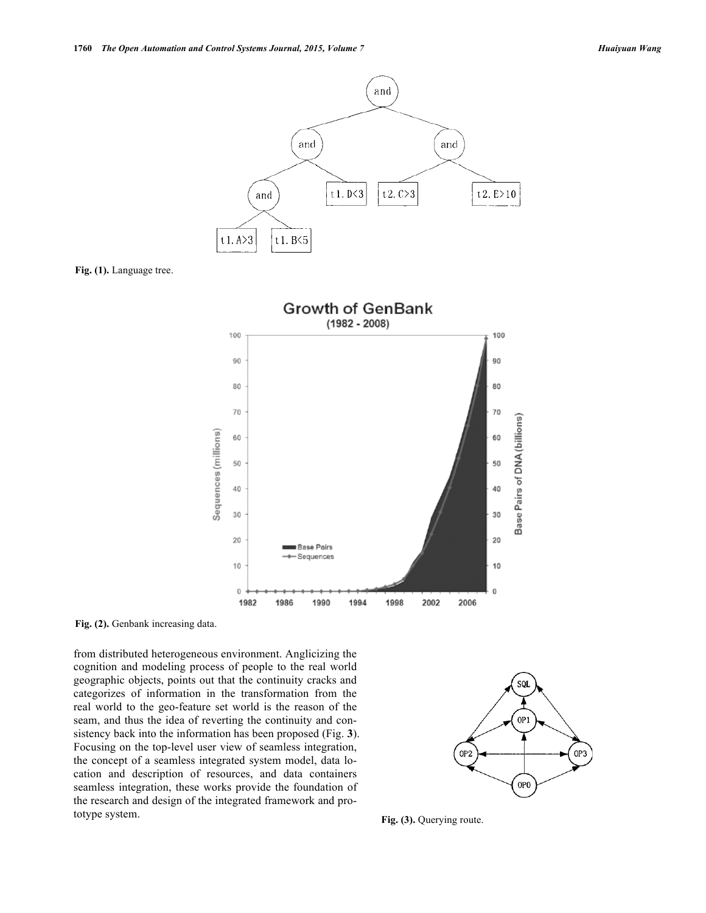Fig. (1). Language tree.

Fig. (2). Genbank increasing data.

from distributed heterogeneous environment. Anglicizing the cognition and modeling process of people to the real world geographic objects, points out that the continuity cracks and categorizes of information in the transformation from the real world to the geo-feature set world is the reason of the seam, and thus the idea of reverting the continuity and consistency back into the information has been proposed (Fig. **3**). Focusing on the top-level user view of seamless integration, the concept of a seamless integrated system model, data location and description of resources, and data containers seamless integration, these works provide the foundation of the research and design of the integrated framework and prototype system.

Fig. (3). Querying route.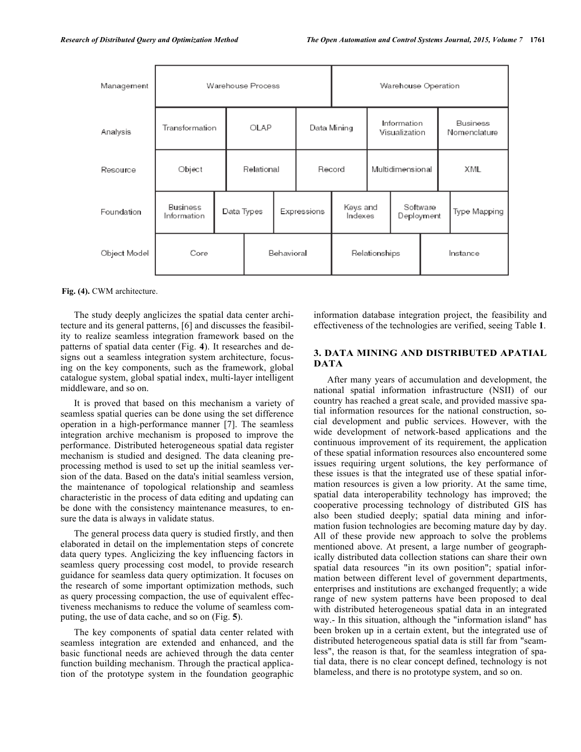| Management | Warehouse Process | | | Warehouse Operation | | |
|---|---|---|---|---|---|---|
| Analysis | Transformation | OLAP | Data Mining | Information Visualization | Business Nomenclature | |
| Resource | Object | Relational | Record | Multidimensional | XML | |
| Foundation | Business Information | Data Types | Expressions | Keys and Indexes | Software Deployment | Type Mapping |
| Object Model | Core | Behavioral | Relationships | Instance | | |

**Fig. (4).** CWM architecture.

The study deeply anglicizes the spatial data center architecture and its general patterns, [6] and discusses the feasibility to realize seamless integration framework based on the patterns of spatial data center (Fig. **4**). It researches and designs out a seamless integration system architecture, focusing on the key components, such as the framework, global catalogue system, global spatial index, multi-layer intelligent middleware, and so on.

It is proved that based on this mechanism a variety of seamless spatial queries can be done using the set difference operation in a high-performance manner [7]. The seamless integration archive mechanism is proposed to improve the performance. Distributed heterogeneous spatial data register mechanism is studied and designed. The data cleaning pre-processing method is used to set up the initial seamless version of the data. Based on the data's initial seamless version, the maintenance of topological relationship and seamless characteristic in the process of data editing and updating can be done with the consistency maintenance measures, to ensure the data is always in validate status.

The general process data query is studied firstly, and then elaborated in detail on the implementation steps of concrete data query types. Anglicizing the key influencing factors in seamless query processing cost model, to provide research guidance for seamless data query optimization. It focuses on the research of some important optimization methods, such as query processing compaction, the use of equivalent effectiveness mechanisms to reduce the volume of seamless computing, the use of data cache, and so on (Fig. **5**).

The key components of spatial data center related with seamless integration are extended and enhanced, and the basic functional needs are achieved through the data center function building mechanism. Through the practical application of the prototype system in the foundation geographic information database integration project, the feasibility and effectiveness of the technologies are verified, seeing Table **1**.

## 3. DATA MINING AND DISTRIBUTED APATIAL DATA

After many years of accumulation and development, the national spatial information infrastructure (NSII) of our country has reached a great scale, and provided massive spatial information resources for the national construction, social development and public services. However, with the wide development of network-based applications and the continuous improvement of its requirement, the application of these spatial information resources also encountered some issues requiring urgent solutions, the key performance of these issues is that the integrated use of these spatial information resources is given a low priority. At the same time, spatial data interoperability technology has improved; the cooperative processing technology of distributed GIS has also been studied deeply; spatial data mining and information fusion technologies are becoming mature day by day. All of these provide new approach to solve the problems mentioned above. At present, a large number of geographically distributed data collection stations can share their own spatial data resources "in its own position"; spatial information between different level of government departments, enterprises and institutions are exchanged frequently; a wide range of new system patterns have been proposed to deal with distributed heterogeneous spatial data in an integrated way.- In this situation, although the "information island" has been broken up in a certain extent, but the integrated use of distributed heterogeneous spatial data is still far from "seamless", the reason is that, for the seamless integration of spatial data, there is no clear concept defined, technology is not blameless, and there is no prototype system, and so on.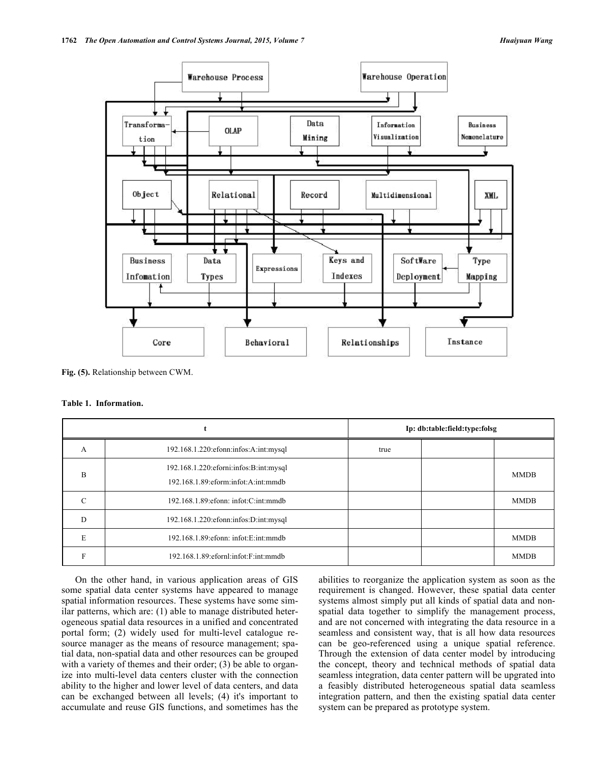Fig. (5). Relationship between CWM.

**Table 1. Information.**

| t | | Ip: db:table:field:type:folsg | | |
|---|---|---|---|---|
| A | 192.168.1.220:efonn:infos:A:int:mysql | true | | |
| B | 192.168.1.220:eforni:infos:B:int:mysql<br>192.168.1.89:eform:infot:A:int:mmdb | | | MMDB |
| C | 192.168.1.89:efonn: infot:C:int:mmdb | | | MMDB |
| D | 192.168.1.220:efonn:infos:D:int:mysql | | | |
| E | 192.168.1.89:efonn: infot:E:int:mmdb | | | MMDB |
| F | 192.168.1.89:efornl:infot:F:int:mmdb | | | MMDB |

On the other hand, in various application areas of GIS some spatial data center systems have appeared to manage spatial information resources. These systems have some similar patterns, which are: (1) able to manage distributed heterogeneous spatial data resources in a unified and concentrated portal form; (2) widely used for multi-level catalogue resource manager as the means of resource management; spatial data, non-spatial data and other resources can be grouped with a variety of themes and their order; (3) be able to organize into multi-level data centers cluster with the connection ability to the higher and lower level of data centers, and data can be exchanged between all levels; (4) it's important to accumulate and reuse GIS functions, and sometimes has the abilities to reorganize the application system as soon as the requirement is changed. However, these spatial data center systems almost simply put all kinds of spatial data and non-spatial data together to simplify the management process, and are not concerned with integrating the data resource in a seamless and consistent way, that is all how data resources can be geo-referenced using a unique spatial reference. Through the extension of data center model by introducing the concept, theory and technical methods of spatial data seamless integration, data center pattern will be upgrated into a feasibly distributed heterogeneous spatial data seamless integration pattern, and then the existing spatial data center system can be prepared as prototype system.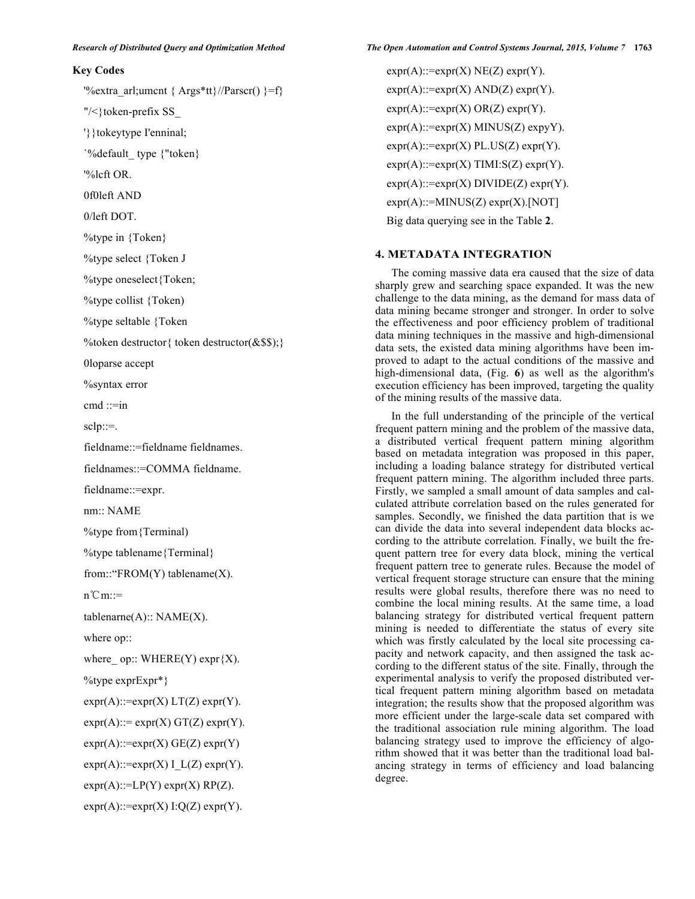**Key Codes**

```
'%extra_arl;umcnt { Args*tt}//Parscr() }=f}
"/<}token-prefix SS_
'}}tokeytype I'enninal;
`%default_ type {"token}
'%lcft OR.
0f0left AND
0/left DOT.
%type in {Token}
%type select {Token J
%type oneselect{Token;
%type collist {Token)
%type seltable {Token
%token destructor{ token destructor(&$$);}
0loparse accept
%syntax error
cmd ::=in
sclp::=.
fieldname::=fieldname fieldnames.
fieldnames::=COMMA fieldname.
fieldname::=expr.
nm:: NAME
%type from{Terminal)
%type tablename{Terminal}
from::"FROM(Y) tablename(X).
n℃m::=
tablenarne(A):: NAME(X).
where op::
where_ op:: WHERE(Y) expr{X).
%type exprExpr*}
expr(A)::=expr(X) LT(Z) expr(Y).
expr(A)::= expr(X) GT(Z) expr(Y).
expr(A)::=expr(X) GE(Z) expr(Y)
expr(A)::=expr(X) I_L(Z) expr(Y).
expr(A)::=LP(Y) expr(X) RP(Z).
expr(A)::=expr(X) I:Q(Z) expr(Y).
expr(A)::=expr(X) NE(Z) expr(Y).
expr(A)::=expr(X) AND(Z) expr(Y).
expr(A)::=expr(X) OR(Z) expr(Y).
expr(A)::=expr(X) MINUS(Z) expyY).
expr(A)::=expr(X) PL.US(Z) expr(Y).
expr(A)::=expr(X) TIMI:S(Z) expr(Y).
expr(A)::=expr(X) DIVIDE(Z) expr(Y).
expr(A)::=MINUS(Z) expr(X).[NOT]
```

Big data querying see in the Table **2**.

## 4. METADATA INTEGRATION

The coming massive data era caused that the size of data sharply grew and searching space expanded. It was the new challenge to the data mining, as the demand for mass data of data mining became stronger and stronger. In order to solve the effectiveness and poor efficiency problem of traditional data mining techniques in the massive and high-dimensional data sets, the existed data mining algorithms have been improved to adapt to the actual conditions of the massive and high-dimensional data, (Fig. **6**) as well as the algorithm's execution efficiency has been improved, targeting the quality of the mining results of the massive data.

In the full understanding of the principle of the vertical frequent pattern mining and the problem of the massive data, a distributed vertical frequent pattern mining algorithm based on metadata integration was proposed in this paper, including a loading balance strategy for distributed vertical frequent pattern mining. The algorithm included three parts. Firstly, we sampled a small amount of data samples and calculated attribute correlation based on the rules generated for samples. Secondly, we finished the data partition that is we can divide the data into several independent data blocks according to the attribute correlation. Finally, we built the frequent pattern tree for every data block, mining the vertical frequent pattern tree to generate rules. Because the model of vertical frequent storage structure can ensure that the mining results were global results, therefore there was no need to combine the local mining results. At the same time, a load balancing strategy for distributed vertical frequent pattern mining is needed to differentiate the status of every site which was firstly calculated by the local site processing capacity and network capacity, and then assigned the task according to the different status of the site. Finally, through the experimental analysis to verify the proposed distributed vertical frequent pattern mining algorithm based on metadata integration; the results show that the proposed algorithm was more efficient under the large-scale data set compared with the traditional association rule mining algorithm. The load balancing strategy used to improve the efficiency of algorithm showed that it was better than the traditional load balancing strategy in terms of efficiency and load balancing degree.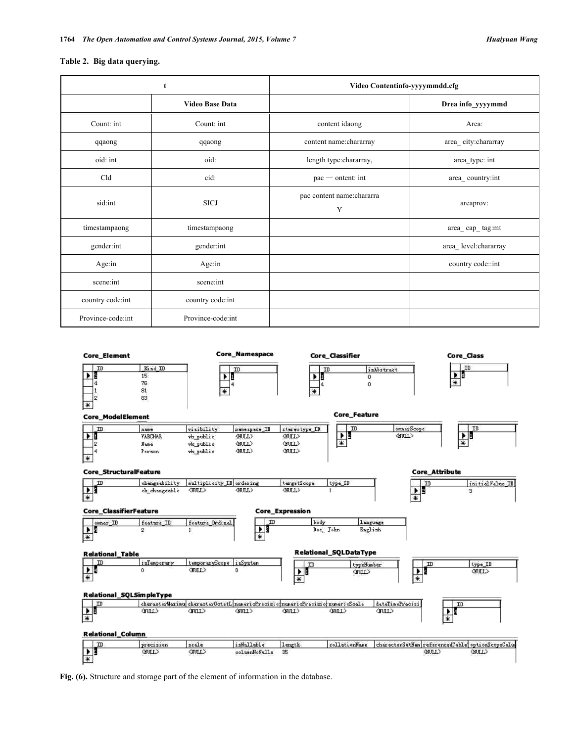**Table 2. Big data querying.**

| t | | Video Contentinfo-yyyymmdd.cfg | |
|---|---|---|---|
| | Video Base Data | | Drea info_yyyymmd |
| Count: int | Count: int | content idaong | Area: |
| qqaong | qqaong | content name:chararray | area_ city:chararray |
| oid: int | oid: | length type:chararray, | area_type: int |
| Cld | cid: | pac 一 ontent: int | area_ country:int |
| sid:int | SICJ | pac content name:chararra Y | areaprov: |
| timestampaong | timestampaong | | area_ cap_ tag:mt |
| gender:int | gender:int | | area_ level:chararray |
| Age:in | Age:in | | country code::int |
| scene:int | scene:int | | |
| country code:int | country code:int | | |
| Province-code:int | Province-code:int | | |

**Fig. (6).** Structure and storage part of the element of information in the database.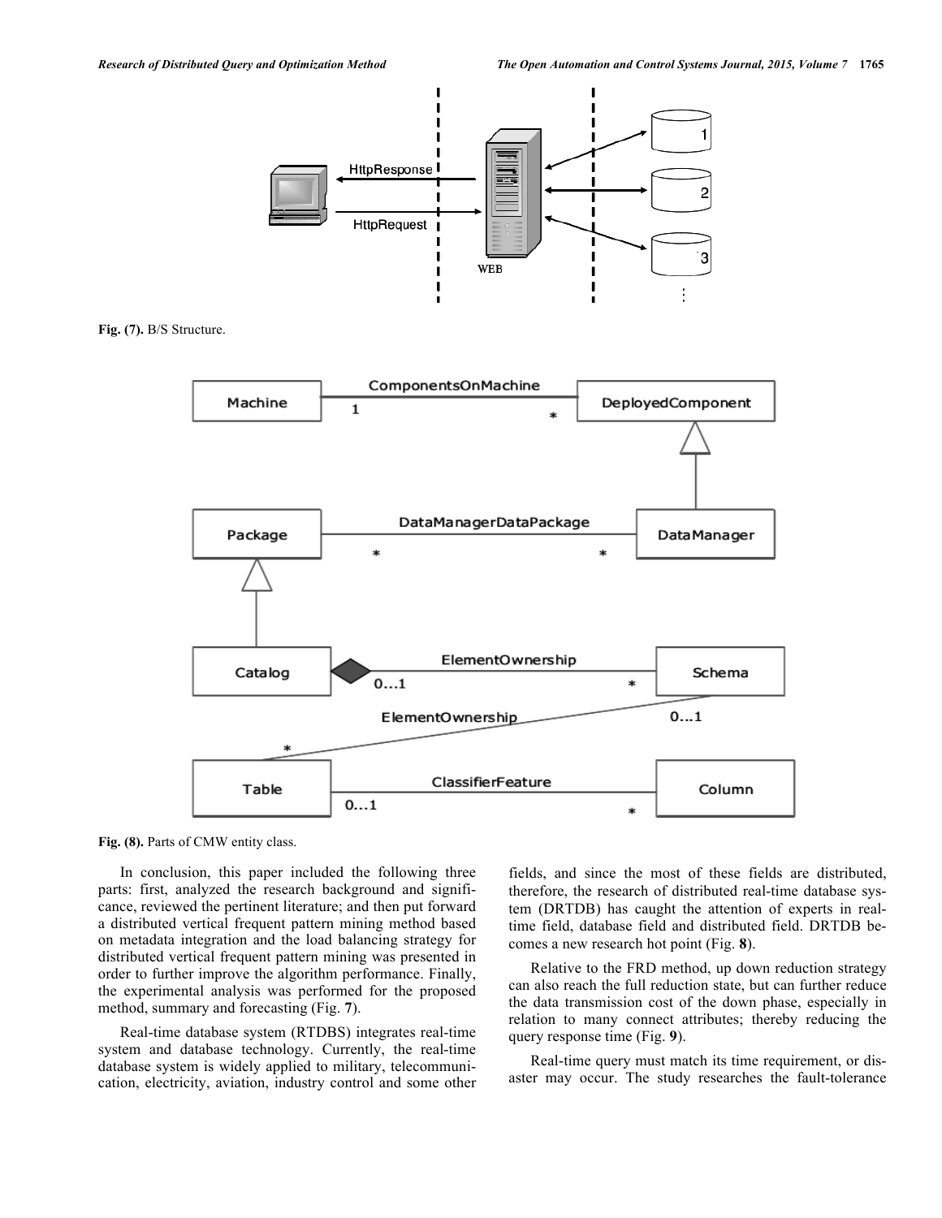Fig. (7). B/S Structure.

Fig. (8). Parts of CMW entity class.

In conclusion, this paper included the following three parts: first, analyzed the research background and significance, reviewed the pertinent literature; and then put forward a distributed vertical frequent pattern mining method based on metadata integration and the load balancing strategy for distributed vertical frequent pattern mining was presented in order to further improve the algorithm performance. Finally, the experimental analysis was performed for the proposed method, summary and forecasting (Fig. **7**).

Real-time database system (RTDBS) integrates real-time system and database technology. Currently, the real-time database system is widely applied to military, telecommunication, electricity, aviation, industry control and some other fields, and since the most of these fields are distributed, therefore, the research of distributed real-time database system (DRTDB) has caught the attention of experts in real-time field, database field and distributed field. DRTDB becomes a new research hot point (Fig. **8**).

Relative to the FRD method, up down reduction strategy can also reach the full reduction state, but can further reduce the data transmission cost of the down phase, especially in relation to many connect attributes; thereby reducing the query response time (Fig. **9**).

Real-time query must match its time requirement, or disaster may occur. The study researches the fault-tolerance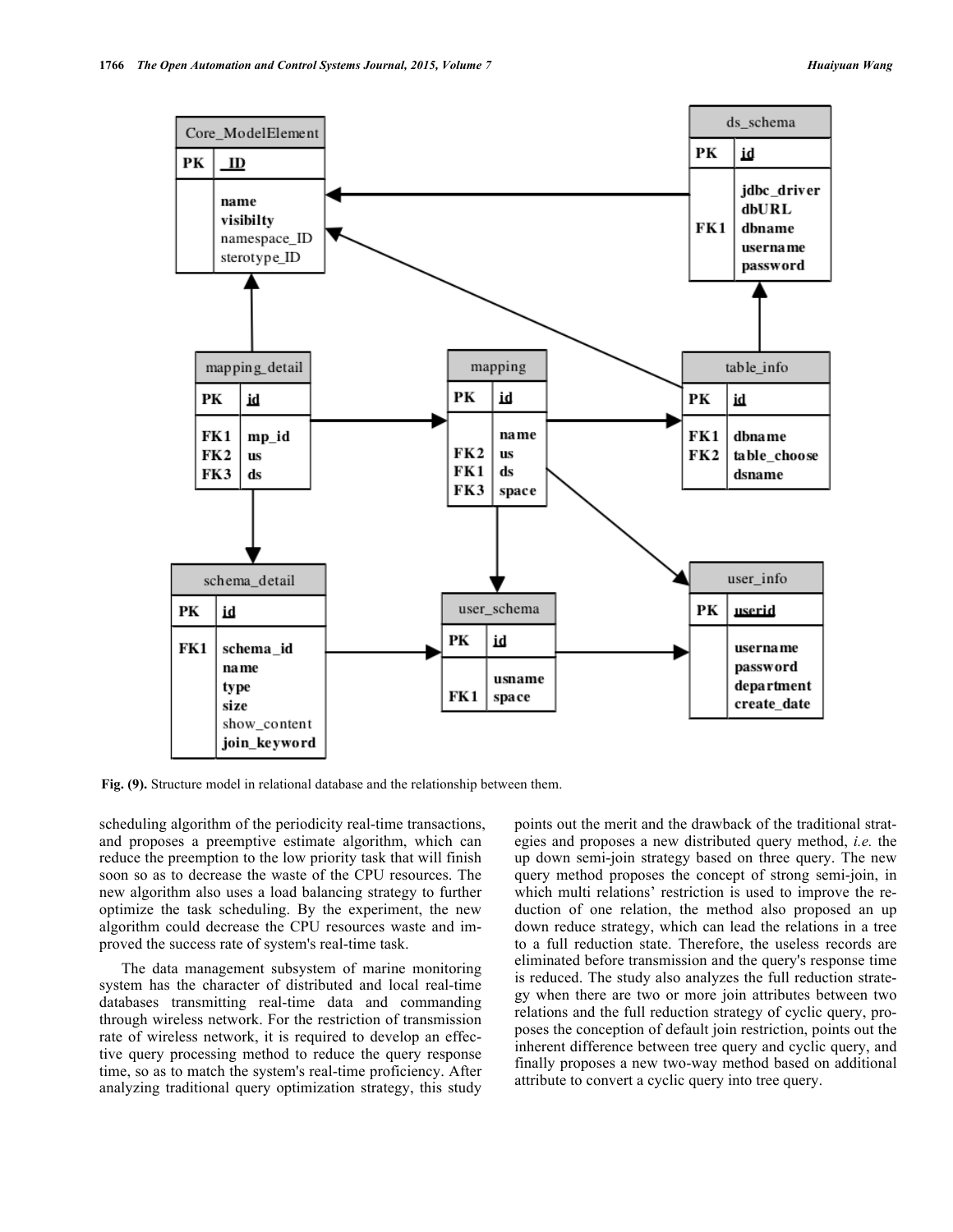**Fig. (9).** Structure model in relational database and the relationship between them.

scheduling algorithm of the periodicity real-time transactions, and proposes a preemptive estimate algorithm, which can reduce the preemption to the low priority task that will finish soon so as to decrease the waste of the CPU resources. The new algorithm also uses a load balancing strategy to further optimize the task scheduling. By the experiment, the new algorithm could decrease the CPU resources waste and improved the success rate of system's real-time task.

The data management subsystem of marine monitoring system has the character of distributed and local real-time databases transmitting real-time data and commanding through wireless network. For the restriction of transmission rate of wireless network, it is required to develop an effective query processing method to reduce the query response time, so as to match the system's real-time proficiency. After analyzing traditional query optimization strategy, this study points out the merit and the drawback of the traditional strategies and proposes a new distributed query method, *i.e.* the up down semi-join strategy based on three query. The new query method proposes the concept of strong semi-join, in which multi relations' restriction is used to improve the reduction of one relation, the method also proposed an up down reduce strategy, which can lead the relations in a tree to a full reduction state. Therefore, the useless records are eliminated before transmission and the query's response time is reduced. The study also analyzes the full reduction strategy when there are two or more join attributes between two relations and the full reduction strategy of cyclic query, proposes the conception of default join restriction, points out the inherent difference between tree query and cyclic query, and finally proposes a new two-way method based on additional attribute to convert a cyclic query into tree query.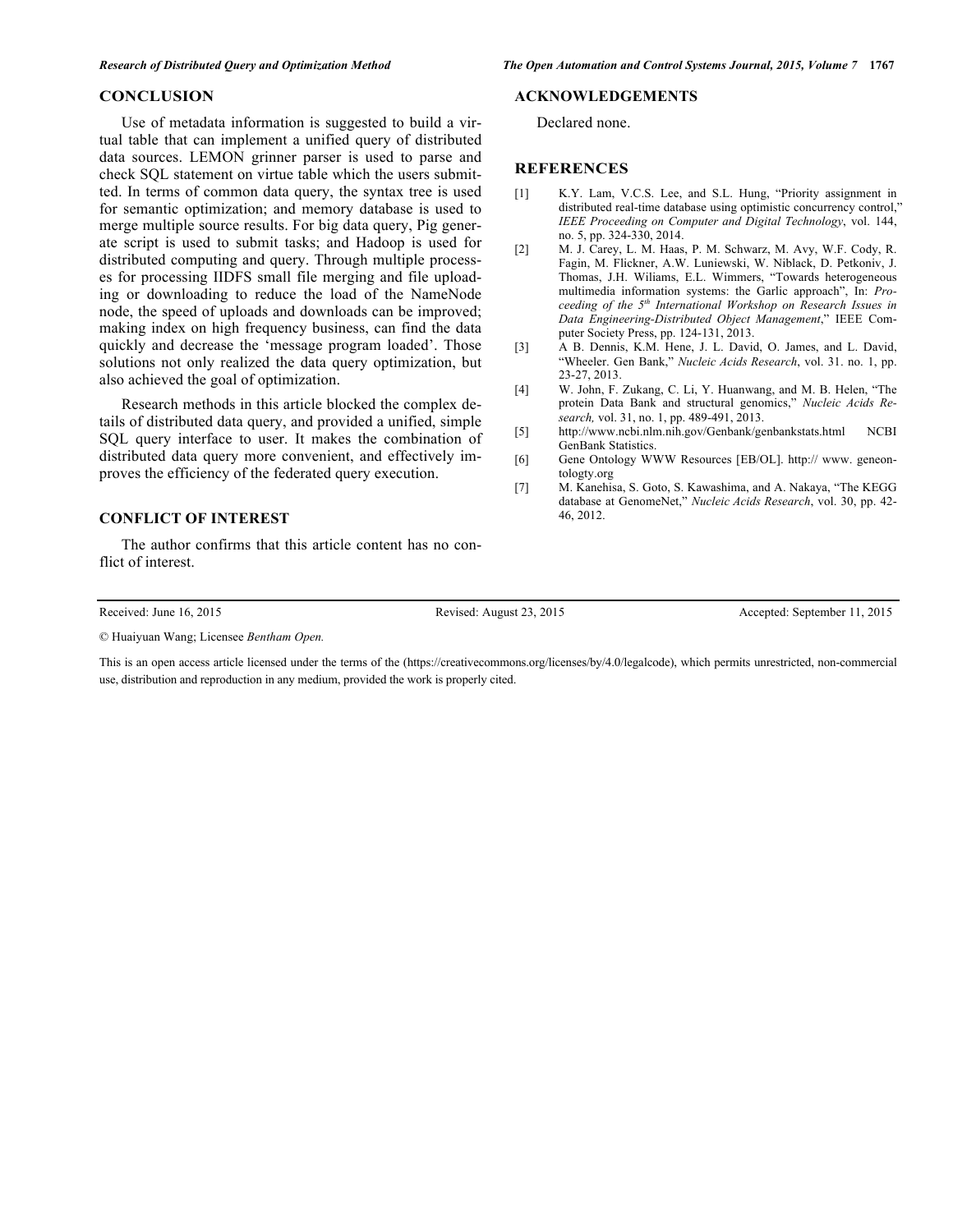## CONCLUSION

Use of metadata information is suggested to build a virtual table that can implement a unified query of distributed data sources. LEMON grinner parser is used to parse and check SQL statement on virtue table which the users submitted. In terms of common data query, the syntax tree is used for semantic optimization; and memory database is used to merge multiple source results. For big data query, Pig generate script is used to submit tasks; and Hadoop is used for distributed computing and query. Through multiple processes for processing IIDFS small file merging and file uploading or downloading to reduce the load of the NameNode node, the speed of uploads and downloads can be improved; making index on high frequency business, can find the data quickly and decrease the 'message program loaded'. Those solutions not only realized the data query optimization, but also achieved the goal of optimization.

Research methods in this article blocked the complex details of distributed data query, and provided a unified, simple SQL query interface to user. It makes the combination of distributed data query more convenient, and effectively improves the efficiency of the federated query execution.

## CONFLICT OF INTEREST

The author confirms that this article content has no conflict of interest.

## ACKNOWLEDGEMENTS

Declared none.

## REFERENCES

[1] K.Y. Lam, V.C.S. Lee, and S.L. Hung, "Priority assignment in distributed real-time database using optimistic concurrency control," *IEEE Proceeding on Computer and Digital Technology*, vol. 144, no. 5, pp. 324-330, 2014.

[2] M. J. Carey, L. M. Haas, P. M. Schwarz, M. Avy, W.F. Cody, R. Fagin, M. Flickner, A.W. Luniewski, W. Niblack, D. Petkoniv, J. Thomas, J.H. Wiliams, E.L. Wimmers, "Towards heterogeneous multimedia information systems: the Garlic approach", In: *Proceeding of the 5th International Workshop on Research Issues in Data Engineering-Distributed Object Management*," IEEE Computer Society Press, pp. 124-131, 2013.

[3] A B. Dennis, K.M. Hene, J. L. David, O. James, and L. David, "Wheeler. Gen Bank," *Nucleic Acids Research*, vol. 31. no. 1, pp. 23-27, 2013.

[4] W. John, F. Zukang, C. Li, Y. Huanwang, and M. B. Helen, "The protein Data Bank and structural genomics," *Nucleic Acids Research,* vol. 31, no. 1, pp. 489-491, 2013.

[5] http://www.ncbi.nlm.nih.gov/Genbank/genbankstats.html NCBI GenBank Statistics.

[6] Gene Ontology WWW Resources [EB/OL]. http:// www. geneontologty.org

[7] M. Kanehisa, S. Goto, S. Kawashima, and A. Nakaya, "The KEGG database at GenomeNet," *Nucleic Acids Research*, vol. 30, pp. 42-46, 2012.

---

Received: June 16, 2015 Revised: August 23, 2015 Accepted: September 11, 2015

© Huaiyuan Wang; Licensee *Bentham Open.*

This is an open access article licensed under the terms of the (https://creativecommons.org/licenses/by/4.0/legalcode), which permits unrestricted, non-commercial use, distribution and reproduction in any medium, provided the work is properly cited.